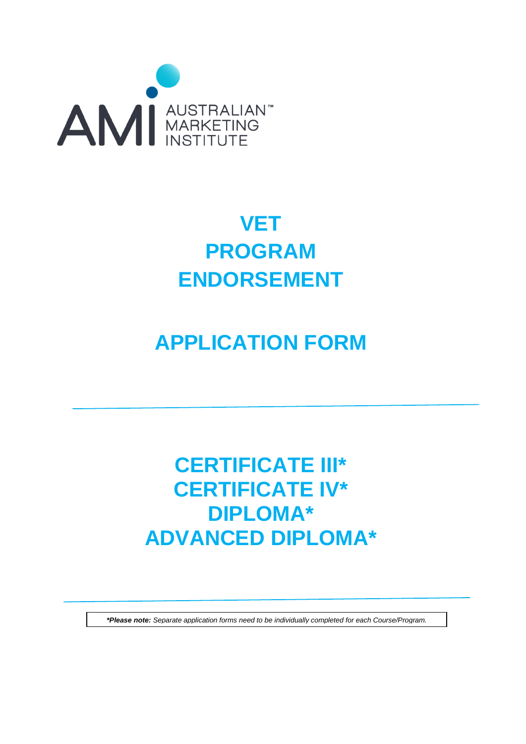AUSTRALIAN™ MARKETING INSTITUTE

# VET PROGRAM ENDORSEMENT

# APPLICATION FORM

---

## CERTIFICATE III*
## CERTIFICATE IV*
## DIPLOMA*
## ADVANCED DIPLOMA*

---

***Please note:** *Separate application forms need to be individually completed for each Course/Program.*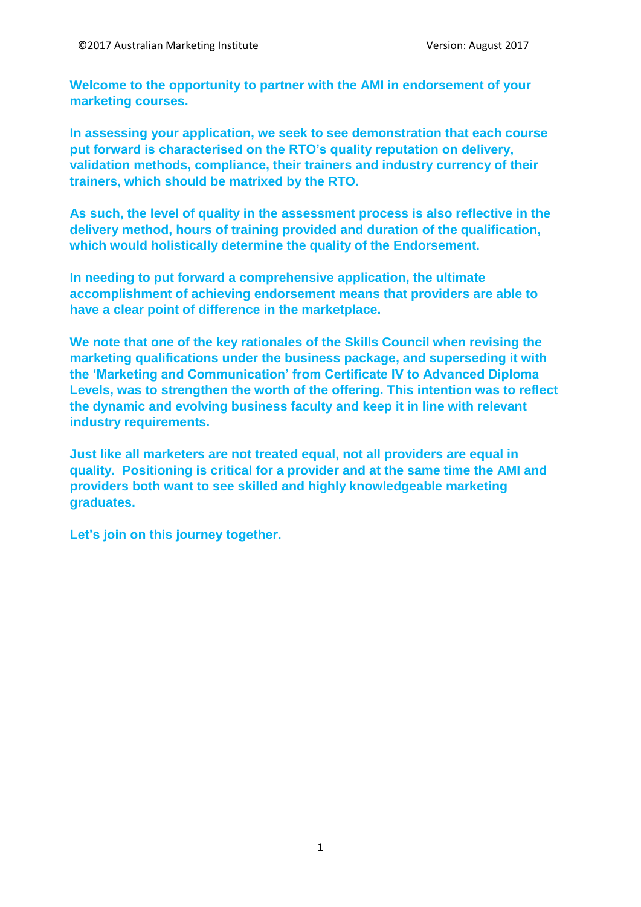**Welcome to the opportunity to partner with the AMI in endorsement of your marketing courses.**

**In assessing your application, we seek to see demonstration that each course put forward is characterised on the RTO's quality reputation on delivery, validation methods, compliance, their trainers and industry currency of their trainers, which should be matrixed by the RTO.**

**As such, the level of quality in the assessment process is also reflective in the delivery method, hours of training provided and duration of the qualification, which would holistically determine the quality of the Endorsement.**

**In needing to put forward a comprehensive application, the ultimate accomplishment of achieving endorsement means that providers are able to have a clear point of difference in the marketplace.**

**We note that one of the key rationales of the Skills Council when revising the marketing qualifications under the business package, and superseding it with the 'Marketing and Communication' from Certificate IV to Advanced Diploma Levels, was to strengthen the worth of the offering. This intention was to reflect the dynamic and evolving business faculty and keep it in line with relevant industry requirements.**

**Just like all marketers are not treated equal, not all providers are equal in quality. Positioning is critical for a provider and at the same time the AMI and providers both want to see skilled and highly knowledgeable marketing graduates.**

**Let's join on this journey together.**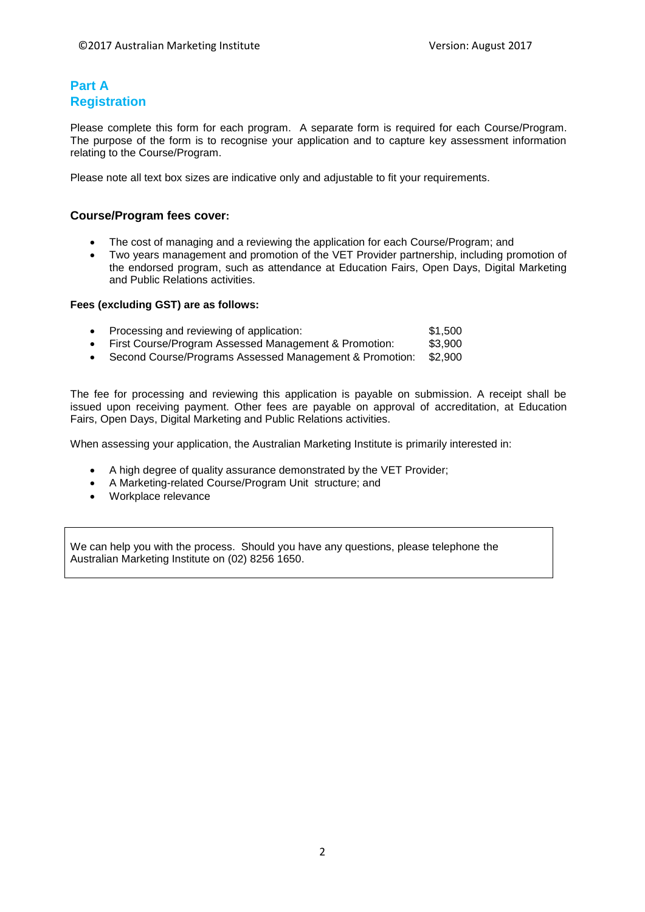## Part A
## Registration

Please complete this form for each program. A separate form is required for each Course/Program. The purpose of the form is to recognise your application and to capture key assessment information relating to the Course/Program.

Please note all text box sizes are indicative only and adjustable to fit your requirements.

### Course/Program fees cover:

- The cost of managing and a reviewing the application for each Course/Program; and
- Two years management and promotion of the VET Provider partnership, including promotion of the endorsed program, such as attendance at Education Fairs, Open Days, Digital Marketing and Public Relations activities.

**Fees (excluding GST) are as follows:**

- Processing and reviewing of application: $1,500
- First Course/Program Assessed Management & Promotion: $3,900
- Second Course/Programs Assessed Management & Promotion: $2,900

The fee for processing and reviewing this application is payable on submission. A receipt shall be issued upon receiving payment. Other fees are payable on approval of accreditation, at Education Fairs, Open Days, Digital Marketing and Public Relations activities.

When assessing your application, the Australian Marketing Institute is primarily interested in:

- A high degree of quality assurance demonstrated by the VET Provider;
- A Marketing-related Course/Program Unit structure; and
- Workplace relevance

We can help you with the process. Should you have any questions, please telephone the Australian Marketing Institute on (02) 8256 1650.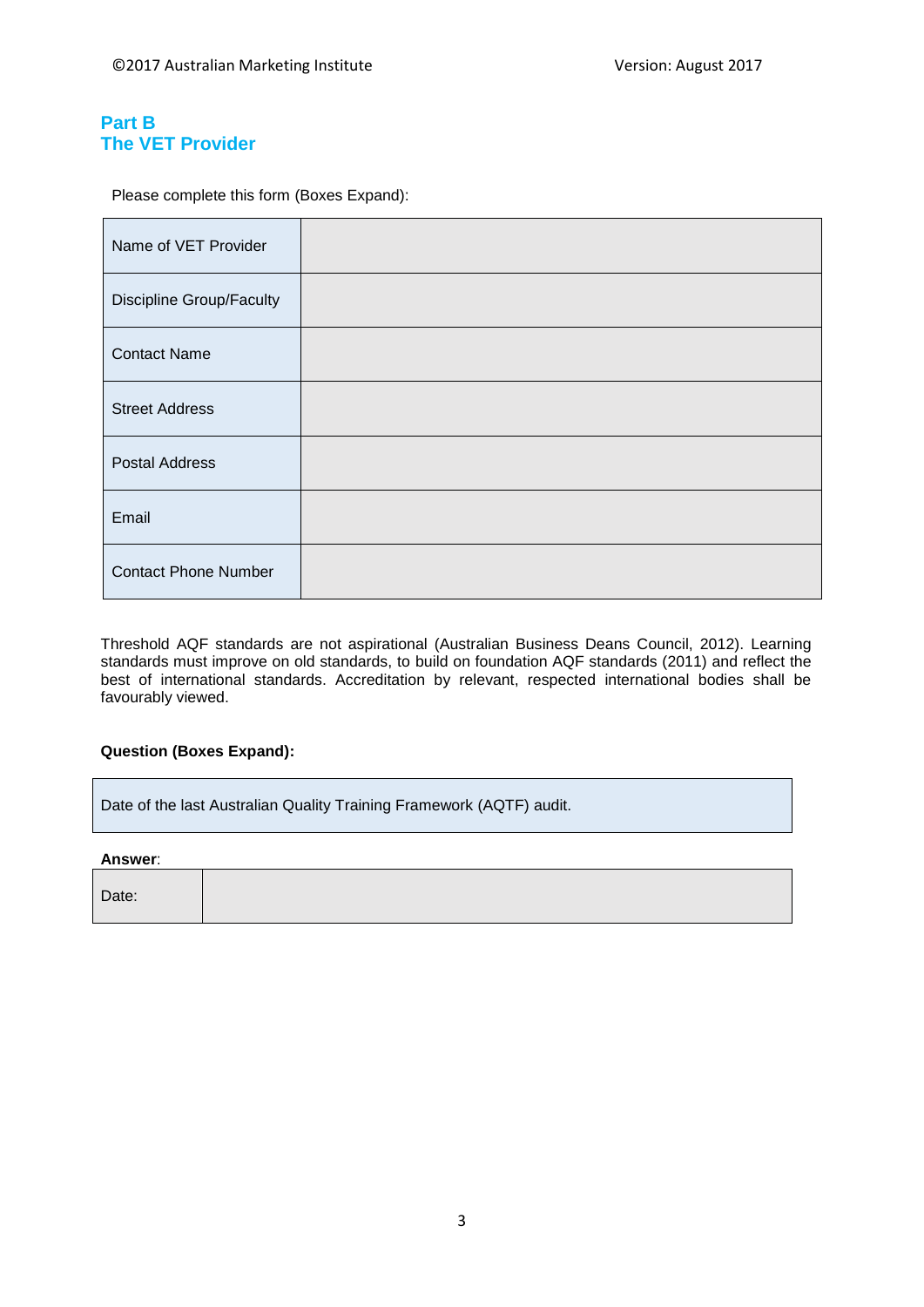## Part B
## The VET Provider

Please complete this form (Boxes Expand):

| | |
|---|---|
| Name of VET Provider | |
| Discipline Group/Faculty | |
| Contact Name | |
| Street Address | |
| Postal Address | |
| Email | |
| Contact Phone Number | |

Threshold AQF standards are not aspirational (Australian Business Deans Council, 2012). Learning standards must improve on old standards, to build on foundation AQF standards (2011) and reflect the best of international standards. Accreditation by relevant, respected international bodies shall be favourably viewed.

**Question (Boxes Expand):**

| Date of the last Australian Quality Training Framework (AQTF) audit. |
|---|

**Answer**:

| | |
|---|---|
| Date: | |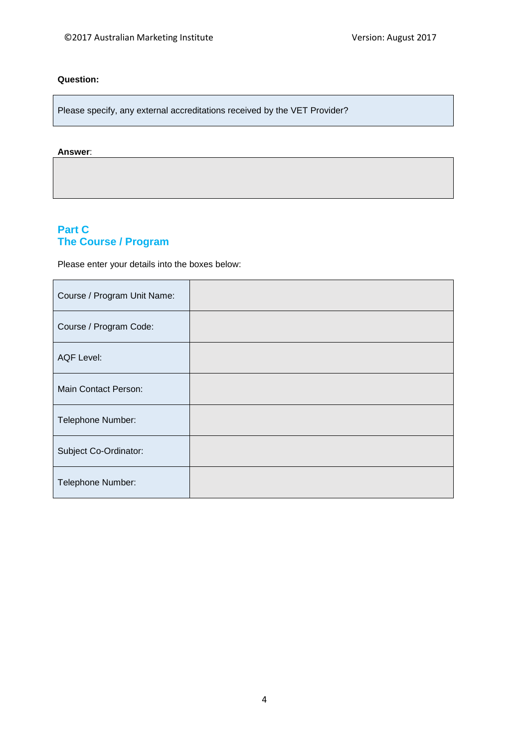**Question:**

| Please specify, any external accreditations received by the VET Provider? |
|---|

**Answer**:

| |
|---|
| |

## Part C
## The Course / Program

Please enter your details into the boxes below:

| Course / Program Unit Name: | |
|---|---|
| Course / Program Code: | |
| AQF Level: | |
| Main Contact Person: | |
| Telephone Number: | |
| Subject Co-Ordinator: | |
| Telephone Number: | |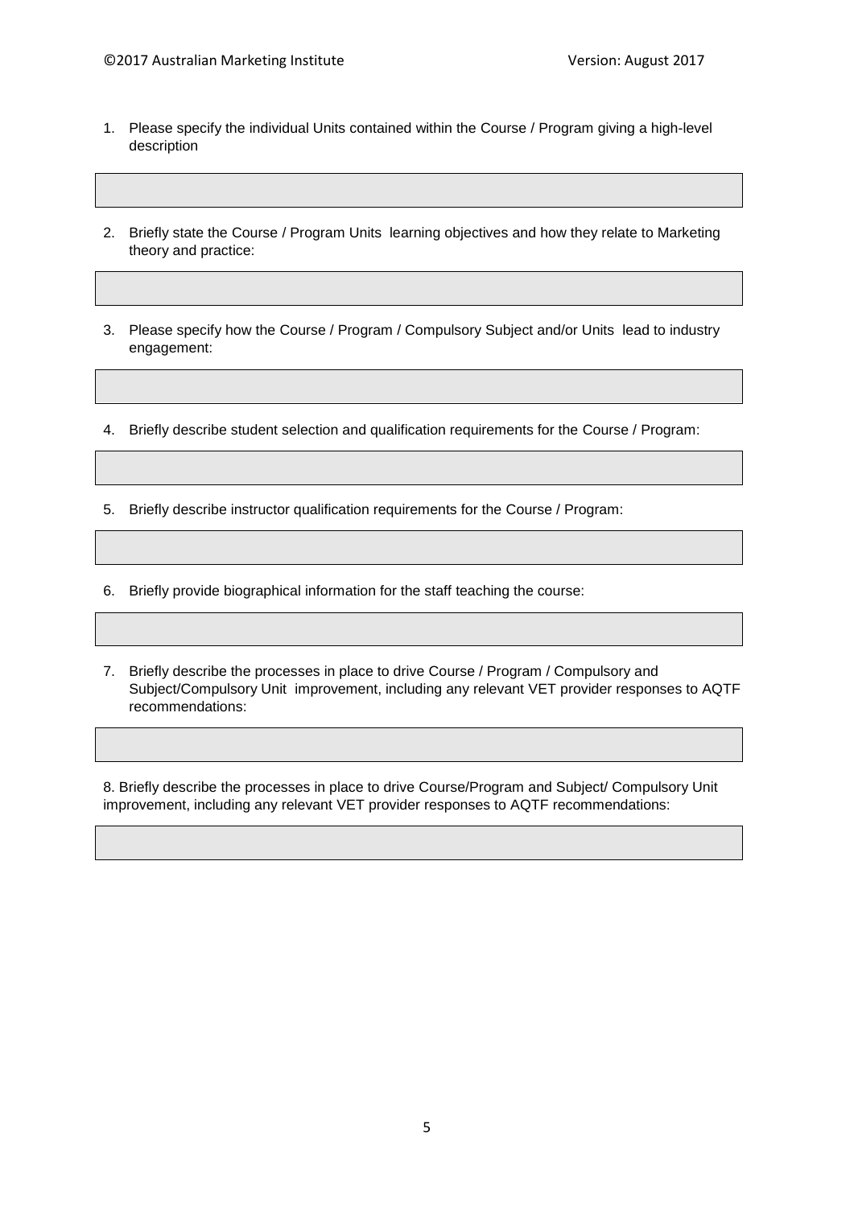1. Please specify the individual Units contained within the Course / Program giving a high-level description

2. Briefly state the Course / Program Units learning objectives and how they relate to Marketing theory and practice:

3. Please specify how the Course / Program / Compulsory Subject and/or Units lead to industry engagement:

4. Briefly describe student selection and qualification requirements for the Course / Program:

5. Briefly describe instructor qualification requirements for the Course / Program:

6. Briefly provide biographical information for the staff teaching the course:

7. Briefly describe the processes in place to drive Course / Program / Compulsory and Subject/Compulsory Unit improvement, including any relevant VET provider responses to AQTF recommendations:

8. Briefly describe the processes in place to drive Course/Program and Subject/ Compulsory Unit improvement, including any relevant VET provider responses to AQTF recommendations: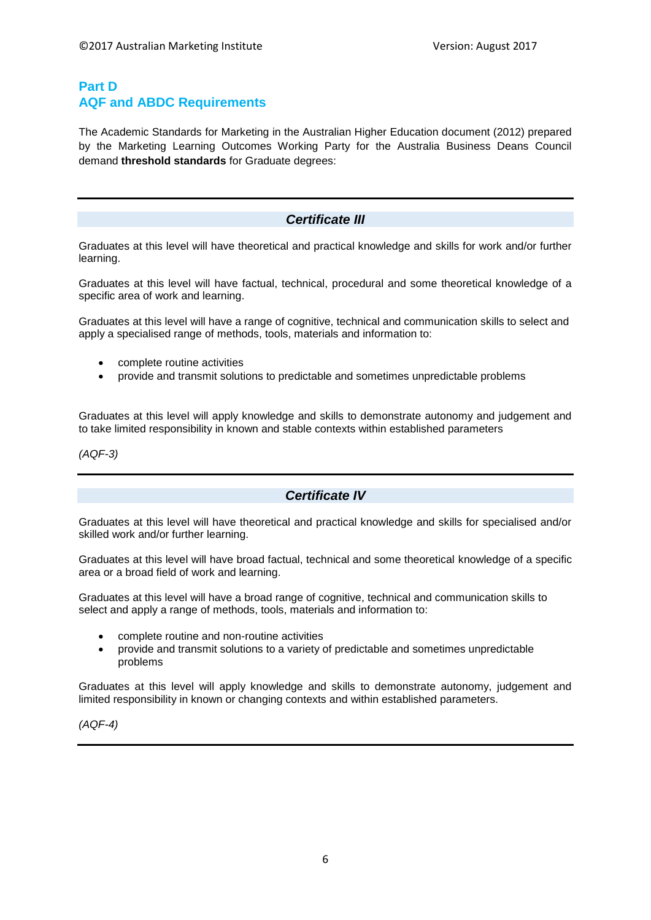## Part D
## AQF and ABDC Requirements

The Academic Standards for Marketing in the Australian Higher Education document (2012) prepared by the Marketing Learning Outcomes Working Party for the Australia Business Deans Council demand **threshold standards** for Graduate degrees:

---

### *Certificate III*

Graduates at this level will have theoretical and practical knowledge and skills for work and/or further learning.

Graduates at this level will have factual, technical, procedural and some theoretical knowledge of a specific area of work and learning.

Graduates at this level will have a range of cognitive, technical and communication skills to select and apply a specialised range of methods, tools, materials and information to:

- complete routine activities
- provide and transmit solutions to predictable and sometimes unpredictable problems

Graduates at this level will apply knowledge and skills to demonstrate autonomy and judgement and to take limited responsibility in known and stable contexts within established parameters

*(AQF-3)*

---

### *Certificate IV*

Graduates at this level will have theoretical and practical knowledge and skills for specialised and/or skilled work and/or further learning.

Graduates at this level will have broad factual, technical and some theoretical knowledge of a specific area or a broad field of work and learning.

Graduates at this level will have a broad range of cognitive, technical and communication skills to select and apply a range of methods, tools, materials and information to:

- complete routine and non-routine activities
- provide and transmit solutions to a variety of predictable and sometimes unpredictable problems

Graduates at this level will apply knowledge and skills to demonstrate autonomy, judgement and limited responsibility in known or changing contexts and within established parameters.

*(AQF-4)*

---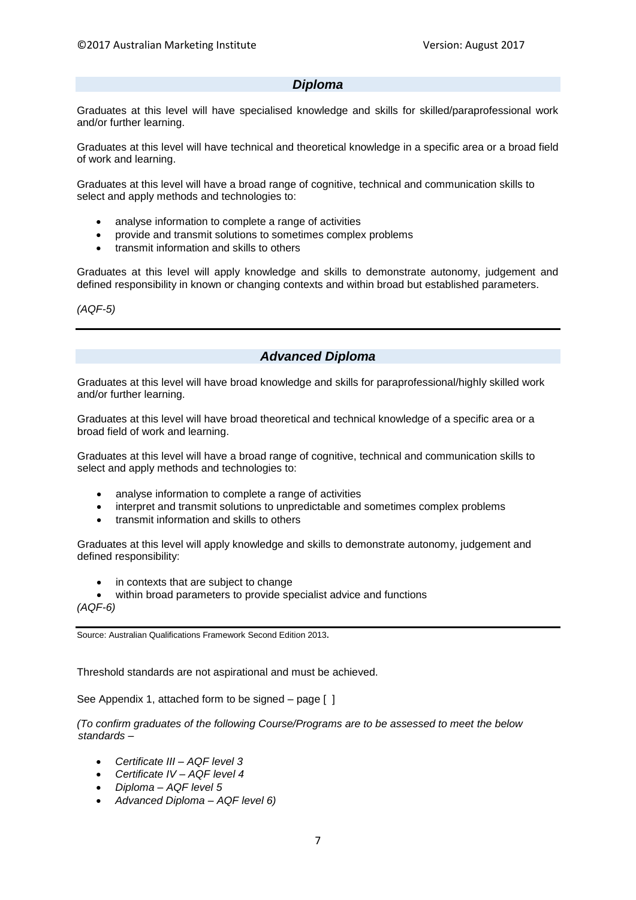## *Diploma*

Graduates at this level will have specialised knowledge and skills for skilled/paraprofessional work and/or further learning.

Graduates at this level will have technical and theoretical knowledge in a specific area or a broad field of work and learning.

Graduates at this level will have a broad range of cognitive, technical and communication skills to select and apply methods and technologies to:

- analyse information to complete a range of activities
- provide and transmit solutions to sometimes complex problems
- transmit information and skills to others

Graduates at this level will apply knowledge and skills to demonstrate autonomy, judgement and defined responsibility in known or changing contexts and within broad but established parameters.

*(AQF-5)*

---

## *Advanced Diploma*

Graduates at this level will have broad knowledge and skills for paraprofessional/highly skilled work and/or further learning.

Graduates at this level will have broad theoretical and technical knowledge of a specific area or a broad field of work and learning.

Graduates at this level will have a broad range of cognitive, technical and communication skills to select and apply methods and technologies to:

- analyse information to complete a range of activities
- interpret and transmit solutions to unpredictable and sometimes complex problems
- transmit information and skills to others

Graduates at this level will apply knowledge and skills to demonstrate autonomy, judgement and defined responsibility:

- in contexts that are subject to change
- within broad parameters to provide specialist advice and functions

*(AQF-6)*

---

Source: Australian Qualifications Framework Second Edition 2013.

Threshold standards are not aspirational and must be achieved.

See Appendix 1, attached form to be signed – page [ ]

*(To confirm graduates of the following Course/Programs are to be assessed to meet the below standards –*

- *Certificate III – AQF level 3*
- *Certificate IV – AQF level 4*
- *Diploma – AQF level 5*
- *Advanced Diploma – AQF level 6)*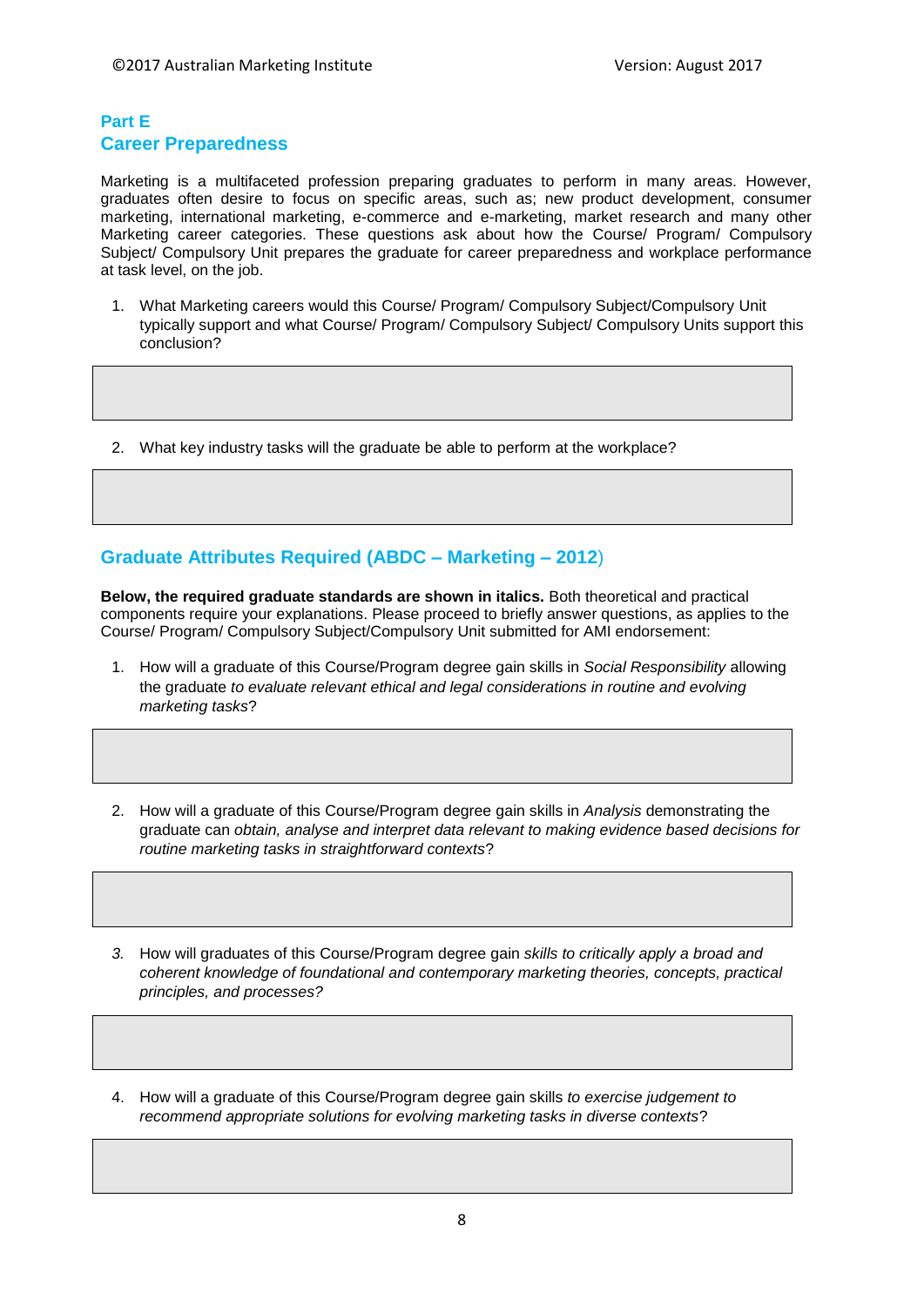## Part E
## Career Preparedness

Marketing is a multifaceted profession preparing graduates to perform in many areas. However, graduates often desire to focus on specific areas, such as; new product development, consumer marketing, international marketing, e-commerce and e-marketing, market research and many other Marketing career categories. These questions ask about how the Course/ Program/ Compulsory Subject/ Compulsory Unit prepares the graduate for career preparedness and workplace performance at task level, on the job.

1. What Marketing careers would this Course/ Program/ Compulsory Subject/Compulsory Unit typically support and what Course/ Program/ Compulsory Subject/ Compulsory Units support this conclusion?

2. What key industry tasks will the graduate be able to perform at the workplace?

## Graduate Attributes Required (ABDC – Marketing – 2012)

**Below, the required graduate standards are shown in italics.** Both theoretical and practical components require your explanations. Please proceed to briefly answer questions, as applies to the Course/ Program/ Compulsory Subject/Compulsory Unit submitted for AMI endorsement:

1. How will a graduate of this Course/Program degree gain skills in *Social Responsibility* allowing the graduate *to evaluate relevant ethical and legal considerations in routine and evolving marketing tasks*?

2. How will a graduate of this Course/Program degree gain skills in *Analysis* demonstrating the graduate can *obtain, analyse and interpret data relevant to making evidence based decisions for routine marketing tasks in straightforward contexts*?

3. How will graduates of this Course/Program degree gain *skills to critically apply a broad and coherent knowledge of foundational and contemporary marketing theories, concepts, practical principles, and processes?*

4. How will a graduate of this Course/Program degree gain skills *to exercise judgement to recommend appropriate solutions for evolving marketing tasks in diverse contexts*?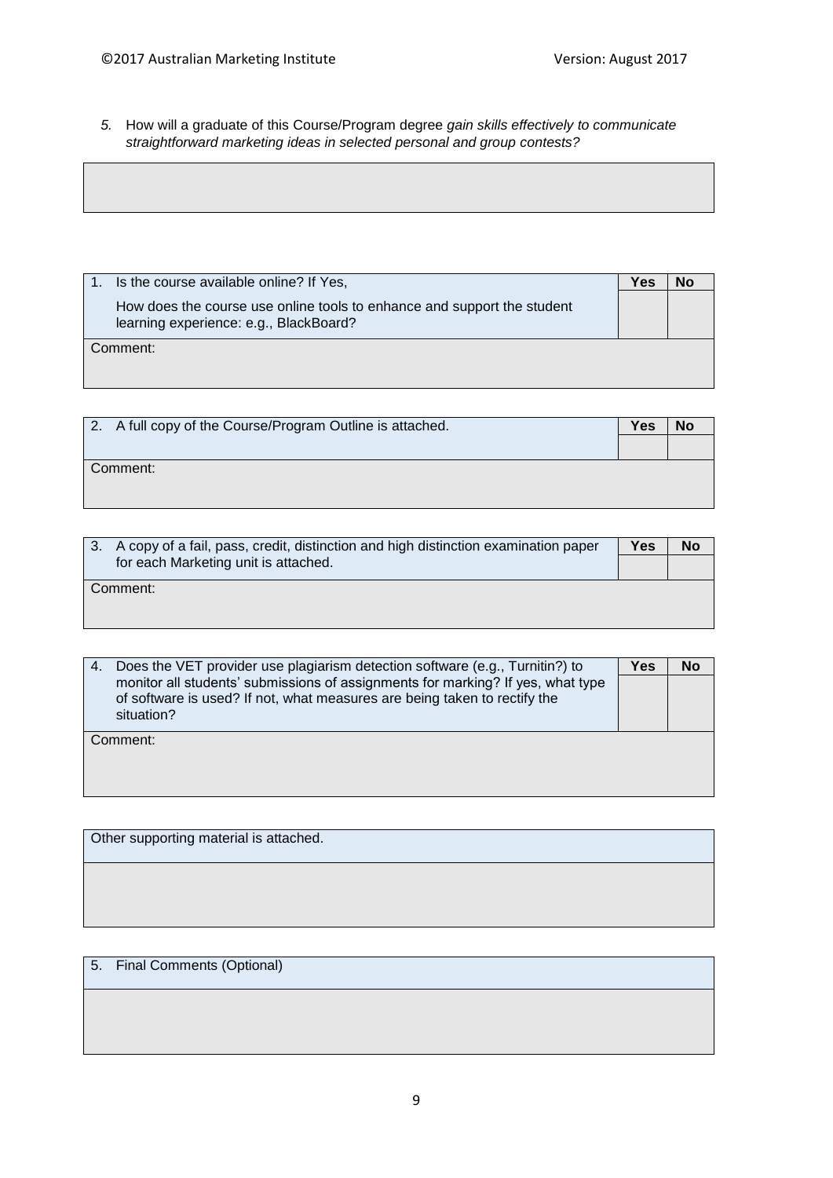5. How will a graduate of this Course/Program degree *gain skills effectively to communicate straightforward marketing ideas in selected personal and group contests?*

| |
|---|
| |

| 1. Is the course available online? If Yes, How does the course use online tools to enhance and support the student learning experience: e.g., BlackBoard? | **Yes** | **No** |
|---|---|---|
| Comment: | | |

| 2. A full copy of the Course/Program Outline is attached. | **Yes** | **No** |
|---|---|---|
| Comment: | | |

| 3. A copy of a fail, pass, credit, distinction and high distinction examination paper for each Marketing unit is attached. | **Yes** | **No** |
|---|---|---|
| Comment: | | |

| 4. Does the VET provider use plagiarism detection software (e.g., Turnitin?) to monitor all students' submissions of assignments for marking? If yes, what type of software is used? If not, what measures are being taken to rectify the situation? | **Yes** | **No** |
|---|---|---|
| Comment: | | |

| Other supporting material is attached. |
|---|
| |

| 5. Final Comments (Optional) |
|---|
| |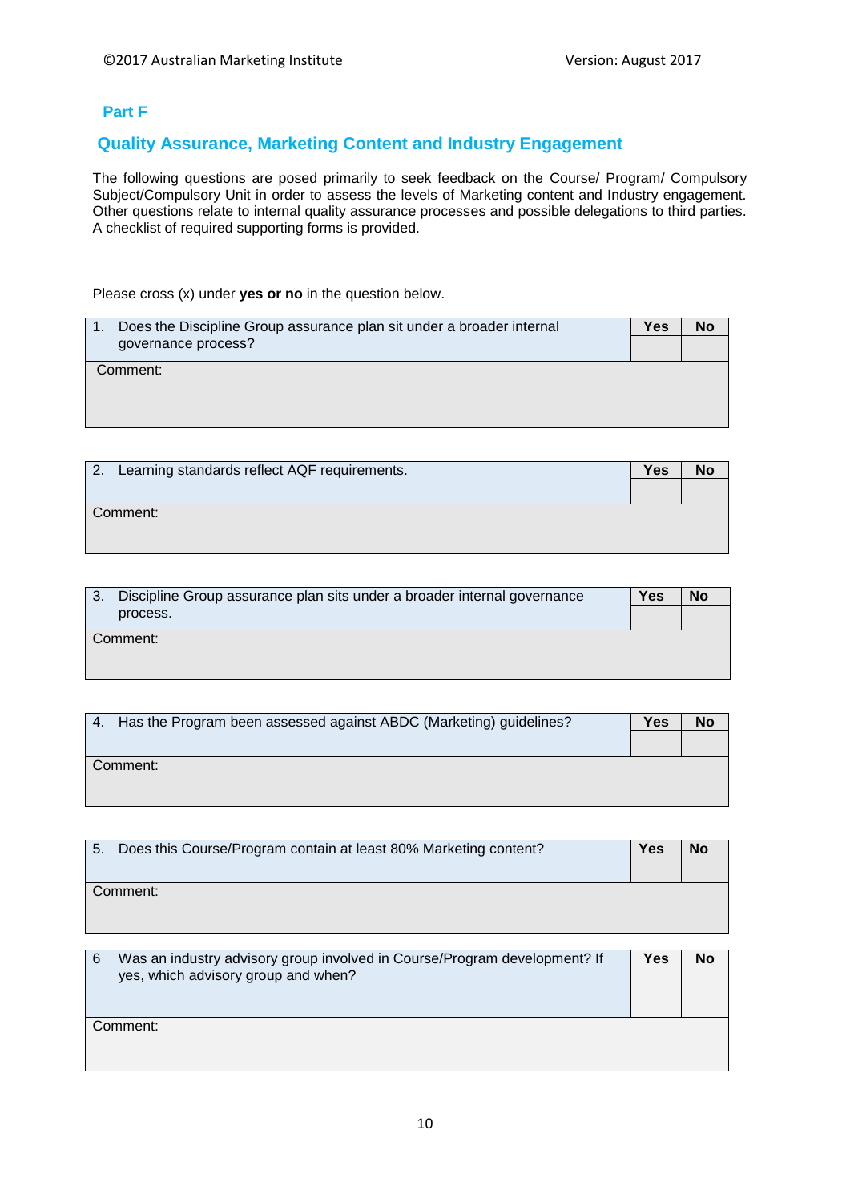## Part F

## Quality Assurance, Marketing Content and Industry Engagement

The following questions are posed primarily to seek feedback on the Course/ Program/ Compulsory Subject/Compulsory Unit in order to assess the levels of Marketing content and Industry engagement. Other questions relate to internal quality assurance processes and possible delegations to third parties. A checklist of required supporting forms is provided.

Please cross (x) under **yes or no** in the question below.

| 1. Does the Discipline Group assurance plan sit under a broader internal governance process? | **Yes** | **No** |
|---|---|---|
| | | |
| Comment: | | |

| 2. Learning standards reflect AQF requirements. | **Yes** | **No** |
|---|---|---|
| | | |
| Comment: | | |

| 3. Discipline Group assurance plan sits under a broader internal governance process. | **Yes** | **No** |
|---|---|---|
| | | |
| Comment: | | |

| 4. Has the Program been assessed against ABDC (Marketing) guidelines? | **Yes** | **No** |
|---|---|---|
| | | |
| Comment: | | |

| 5. Does this Course/Program contain at least 80% Marketing content? | **Yes** | **No** |
|---|---|---|
| | | |
| Comment: | | |

| 6 Was an industry advisory group involved in Course/Program development? If yes, which advisory group and when? | **Yes** | **No** |
|---|---|---|
| Comment: | | |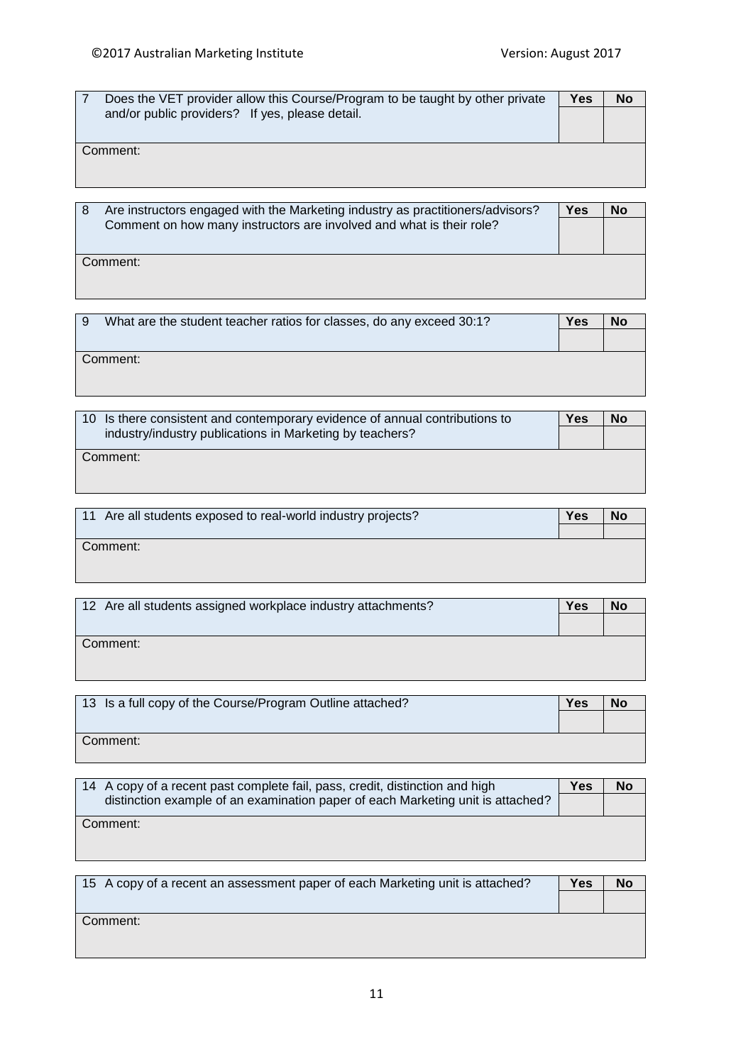| 7 | Does the VET provider allow this Course/Program to be taught by other private and/or public providers? If yes, please detail. | Yes | No |
|---|---|---|---|
| | | | |
| Comment: | | | |

| 8 | Are instructors engaged with the Marketing industry as practitioners/advisors? Comment on how many instructors are involved and what is their role? | Yes | No |
|---|---|---|---|
| | | | |
| Comment: | | | |

| 9 | What are the student teacher ratios for classes, do any exceed 30:1? | Yes | No |
|---|---|---|---|
| | | | |
| Comment: | | | |

| 10 | Is there consistent and contemporary evidence of annual contributions to industry/industry publications in Marketing by teachers? | Yes | No |
|---|---|---|---|
| | | | |
| Comment: | | | |

| 11 | Are all students exposed to real-world industry projects? | Yes | No |
|---|---|---|---|
| | | | |
| Comment: | | | |

| 12 | Are all students assigned workplace industry attachments? | Yes | No |
|---|---|---|---|
| | | | |
| Comment: | | | |

| 13 | Is a full copy of the Course/Program Outline attached? | Yes | No |
|---|---|---|---|
| | | | |
| Comment: | | | |

| 14 | A copy of a recent past complete fail, pass, credit, distinction and high distinction example of an examination paper of each Marketing unit is attached? | Yes | No |
|---|---|---|---|
| | | | |
| Comment: | | | |

| 15 | A copy of a recent an assessment paper of each Marketing unit is attached? | Yes | No |
|---|---|---|---|
| | | | |
| Comment: | | | |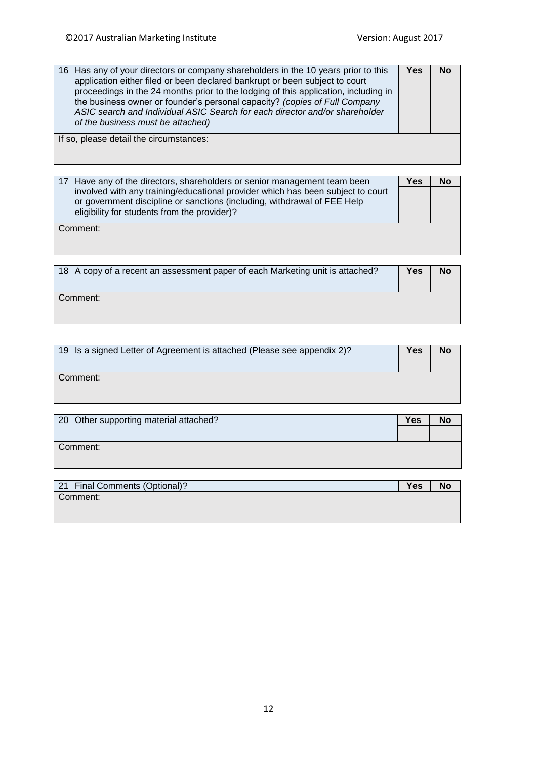| 16 Has any of your directors or company shareholders in the 10 years prior to this application either filed or been declared bankrupt or been subject to court proceedings in the 24 months prior to the lodging of this application, including in the business owner or founder's personal capacity? *(copies of Full Company ASIC search and Individual ASIC Search for each director and/or shareholder of the business must be attached)* | **Yes** | **No** |
|---|---|---|
| If so, please detail the circumstances: | | |

| 17 Have any of the directors, shareholders or senior management team been involved with any training/educational provider which has been subject to court or government discipline or sanctions (including, withdrawal of FEE Help eligibility for students from the provider)? | **Yes** | **No** |
|---|---|---|
| Comment: | | |

| 18 A copy of a recent an assessment paper of each Marketing unit is attached? | **Yes** | **No** |
|---|---|---|
| Comment: | | |

| 19 Is a signed Letter of Agreement is attached (Please see appendix 2)? | **Yes** | **No** |
|---|---|---|
| Comment: | | |

| 20 Other supporting material attached? | **Yes** | **No** |
|---|---|---|
| Comment: | | |

| 21 Final Comments (Optional)? | **Yes** | **No** |
|---|---|---|
| Comment: | | |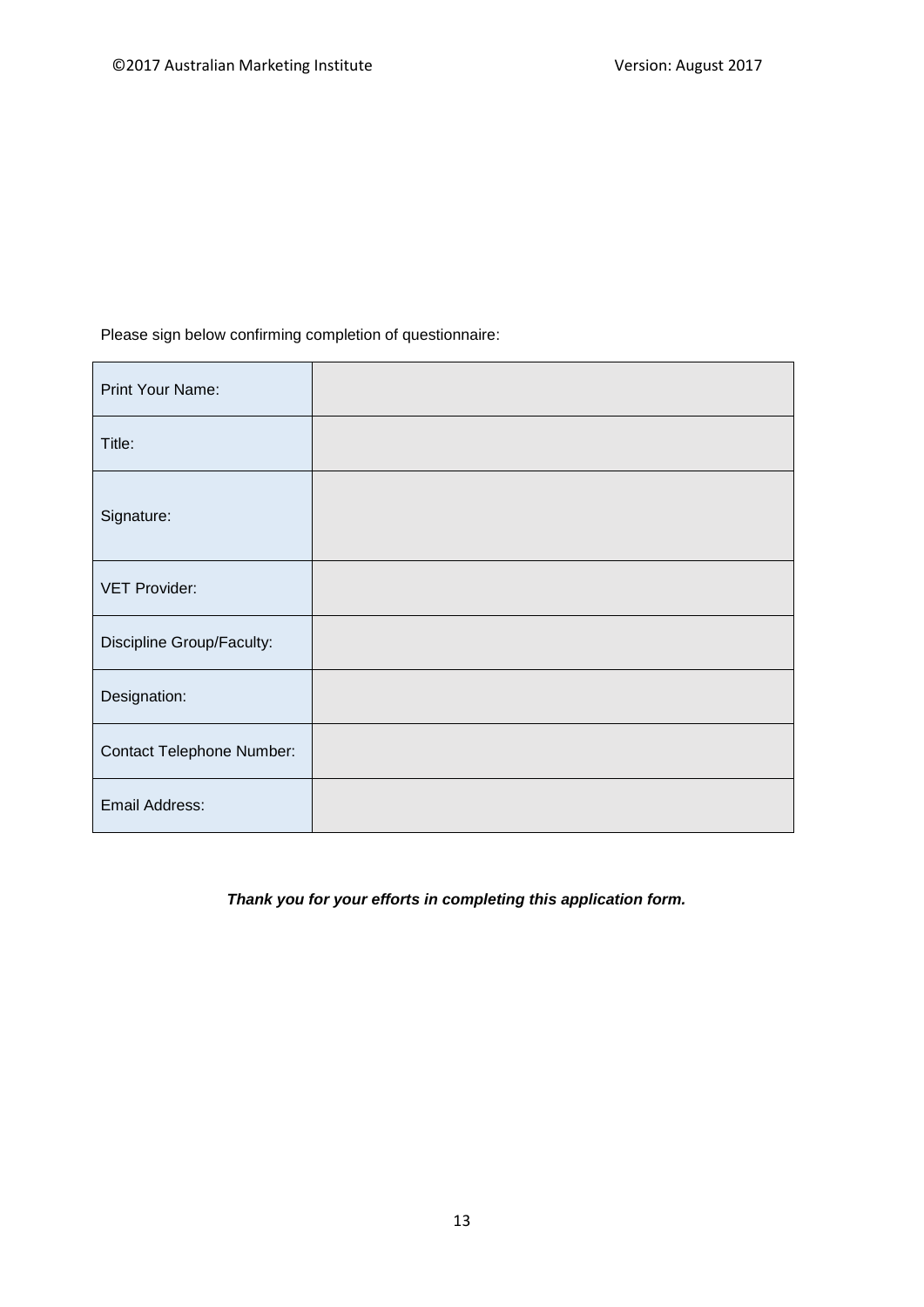Please sign below confirming completion of questionnaire:

| | |
|---|---|
| Print Your Name: | |
| Title: | |
| Signature: | |
| VET Provider: | |
| Discipline Group/Faculty: | |
| Designation: | |
| Contact Telephone Number: | |
| Email Address: | |

***Thank you for your efforts in completing this application form.***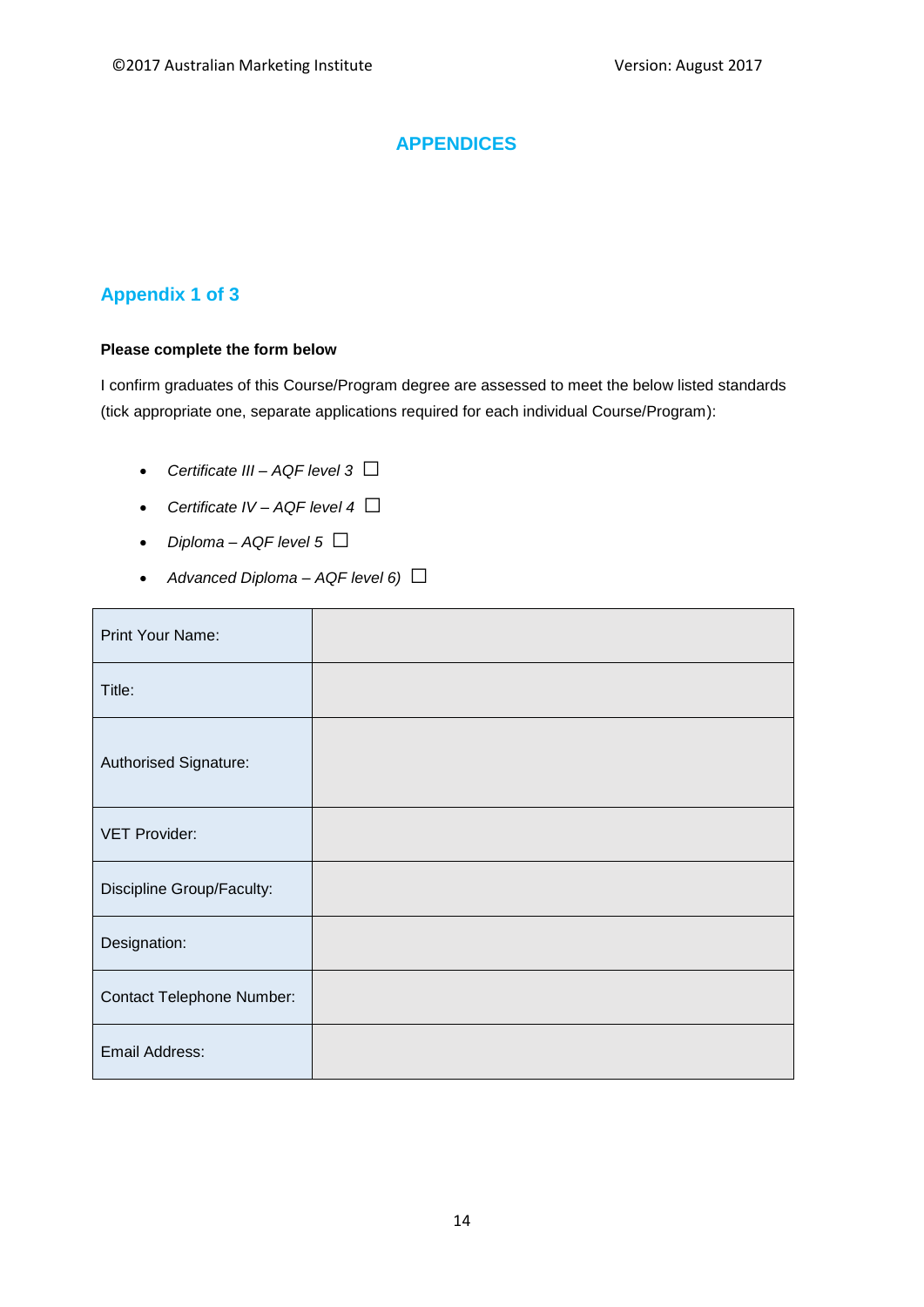# APPENDICES

## Appendix 1 of 3

**Please complete the form below**

I confirm graduates of this Course/Program degree are assessed to meet the below listed standards (tick appropriate one, separate applications required for each individual Course/Program):

- *Certificate III – AQF level 3* ☐
- *Certificate IV – AQF level 4* ☐
- *Diploma – AQF level 5* ☐
- *Advanced Diploma – AQF level 6)* ☐

| | |
|---|---|
| Print Your Name: | |
| Title: | |
| Authorised Signature: | |
| VET Provider: | |
| Discipline Group/Faculty: | |
| Designation: | |
| Contact Telephone Number: | |
| Email Address: | |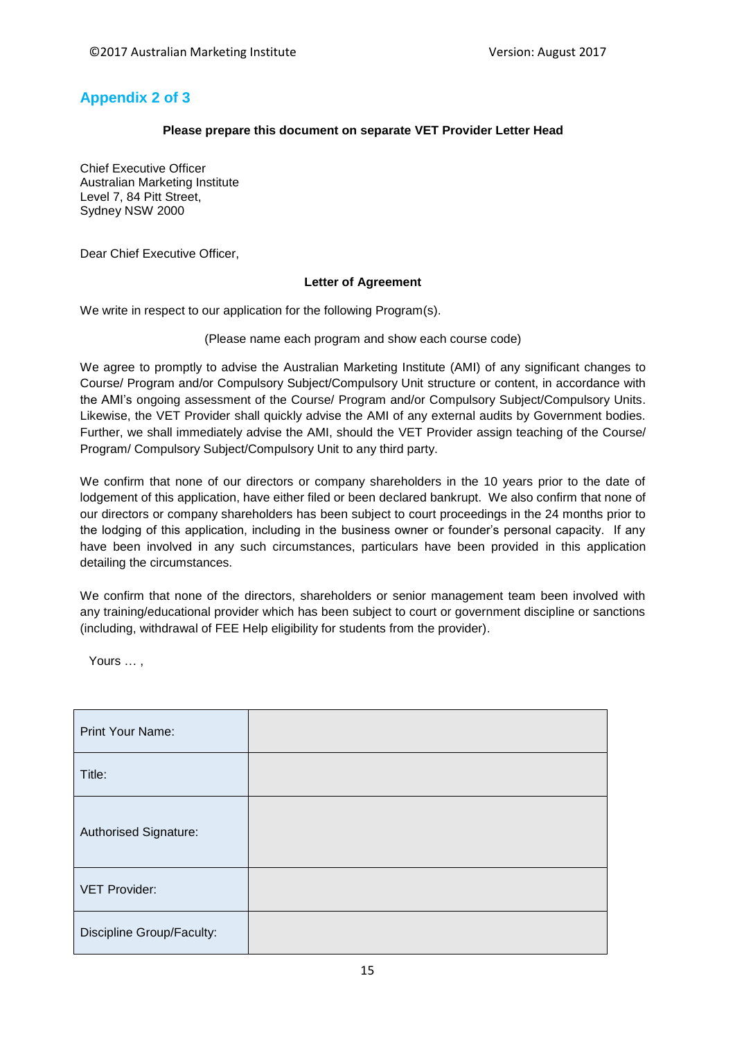## Appendix 2 of 3

**Please prepare this document on separate VET Provider Letter Head**

Chief Executive Officer
Australian Marketing Institute
Level 7, 84 Pitt Street,
Sydney NSW 2000

Dear Chief Executive Officer,

**Letter of Agreement**

We write in respect to our application for the following Program(s).

(Please name each program and show each course code)

We agree to promptly to advise the Australian Marketing Institute (AMI) of any significant changes to Course/ Program and/or Compulsory Subject/Compulsory Unit structure or content, in accordance with the AMI's ongoing assessment of the Course/ Program and/or Compulsory Subject/Compulsory Units. Likewise, the VET Provider shall quickly advise the AMI of any external audits by Government bodies. Further, we shall immediately advise the AMI, should the VET Provider assign teaching of the Course/ Program/ Compulsory Subject/Compulsory Unit to any third party.

We confirm that none of our directors or company shareholders in the 10 years prior to the date of lodgement of this application, have either filed or been declared bankrupt. We also confirm that none of our directors or company shareholders has been subject to court proceedings in the 24 months prior to the lodging of this application, including in the business owner or founder's personal capacity. If any have been involved in any such circumstances, particulars have been provided in this application detailing the circumstances.

We confirm that none of the directors, shareholders or senior management team been involved with any training/educational provider which has been subject to court or government discipline or sanctions (including, withdrawal of FEE Help eligibility for students from the provider).

Yours … ,

| | |
|---|---|
| Print Your Name: | |
| Title: | |
| Authorised Signature: | |
| VET Provider: | |
| Discipline Group/Faculty: | |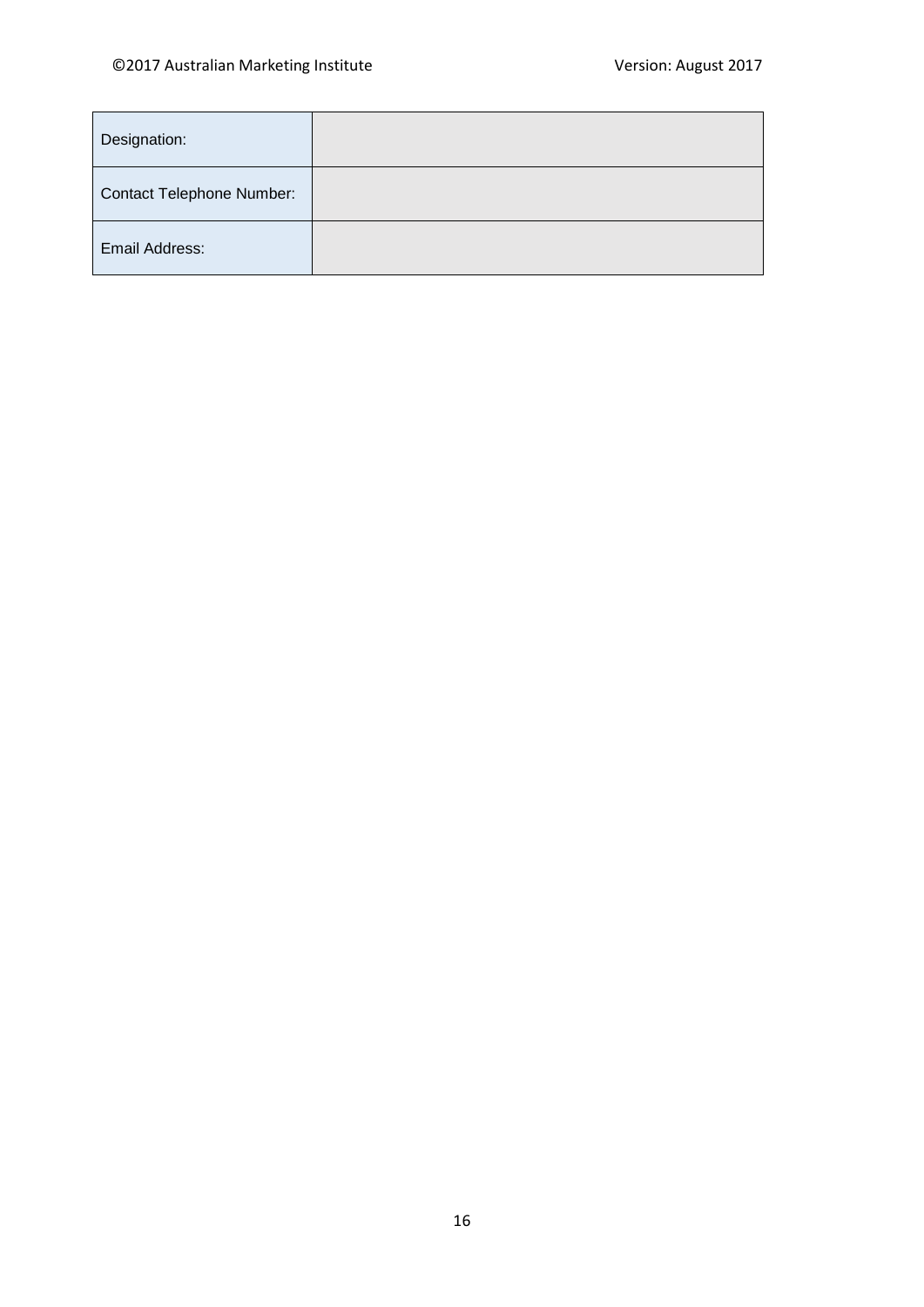| | |
|---|---|
| Designation: | |
| Contact Telephone Number: | |
| Email Address: | |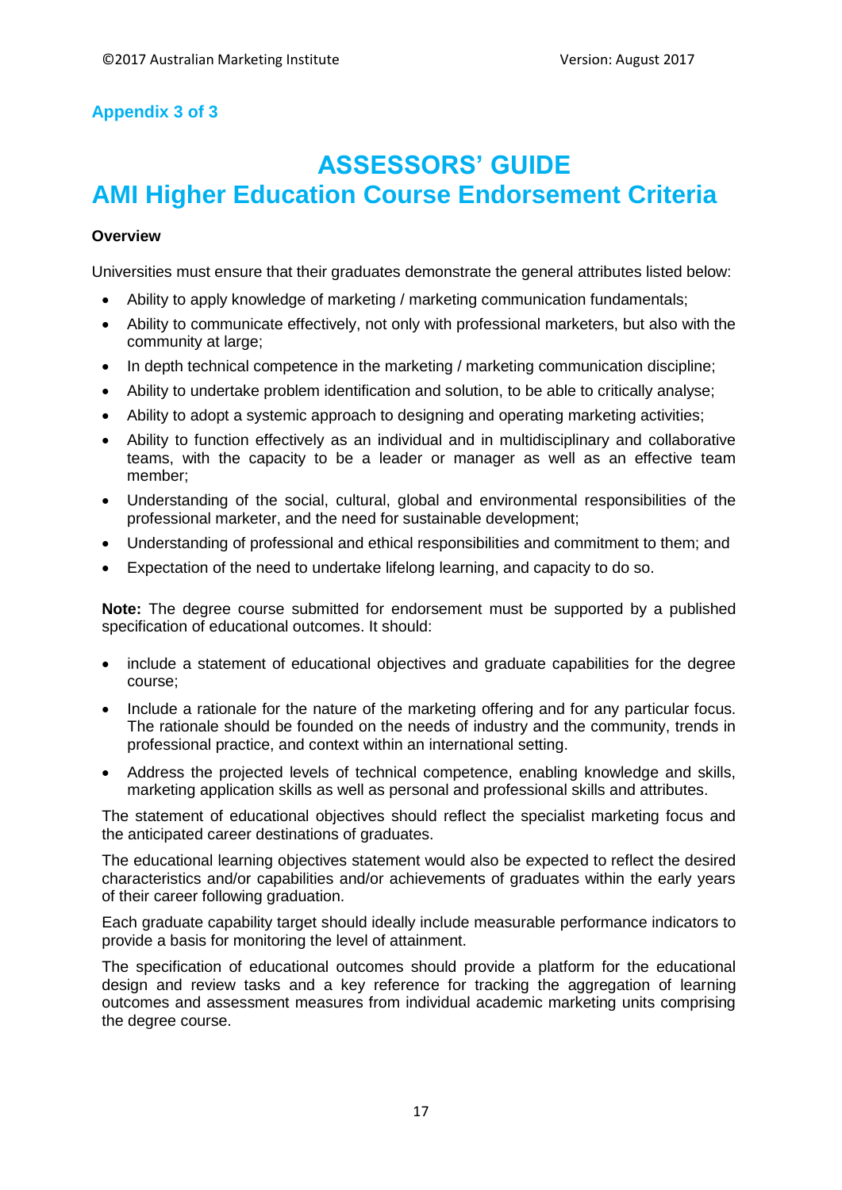**Appendix 3 of 3**

# ASSESSORS' GUIDE

# AMI Higher Education Course Endorsement Criteria

**Overview**

Universities must ensure that their graduates demonstrate the general attributes listed below:

- Ability to apply knowledge of marketing / marketing communication fundamentals;
- Ability to communicate effectively, not only with professional marketers, but also with the community at large;
- In depth technical competence in the marketing / marketing communication discipline;
- Ability to undertake problem identification and solution, to be able to critically analyse;
- Ability to adopt a systemic approach to designing and operating marketing activities;
- Ability to function effectively as an individual and in multidisciplinary and collaborative teams, with the capacity to be a leader or manager as well as an effective team member;
- Understanding of the social, cultural, global and environmental responsibilities of the professional marketer, and the need for sustainable development;
- Understanding of professional and ethical responsibilities and commitment to them; and
- Expectation of the need to undertake lifelong learning, and capacity to do so.

**Note:** The degree course submitted for endorsement must be supported by a published specification of educational outcomes. It should:

- include a statement of educational objectives and graduate capabilities for the degree course;
- Include a rationale for the nature of the marketing offering and for any particular focus. The rationale should be founded on the needs of industry and the community, trends in professional practice, and context within an international setting.
- Address the projected levels of technical competence, enabling knowledge and skills, marketing application skills as well as personal and professional skills and attributes.

The statement of educational objectives should reflect the specialist marketing focus and the anticipated career destinations of graduates.

The educational learning objectives statement would also be expected to reflect the desired characteristics and/or capabilities and/or achievements of graduates within the early years of their career following graduation.

Each graduate capability target should ideally include measurable performance indicators to provide a basis for monitoring the level of attainment.

The specification of educational outcomes should provide a platform for the educational design and review tasks and a key reference for tracking the aggregation of learning outcomes and assessment measures from individual academic marketing units comprising the degree course.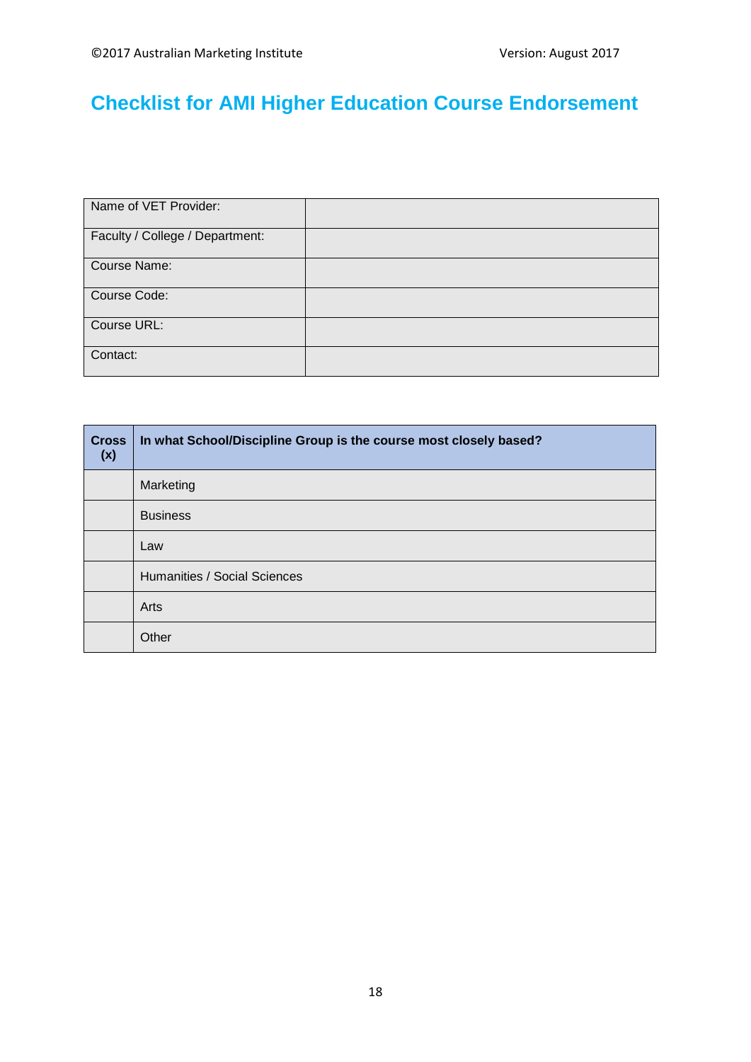# Checklist for AMI Higher Education Course Endorsement

| | |
|---|---|
| Name of VET Provider: | |
| Faculty / College / Department: | |
| Course Name: | |
| Course Code: | |
| Course URL: | |
| Contact: | |

| Cross (x) | In what School/Discipline Group is the course most closely based? |
|---|---|
| | Marketing |
| | Business |
| | Law |
| | Humanities / Social Sciences |
| | Arts |
| | Other |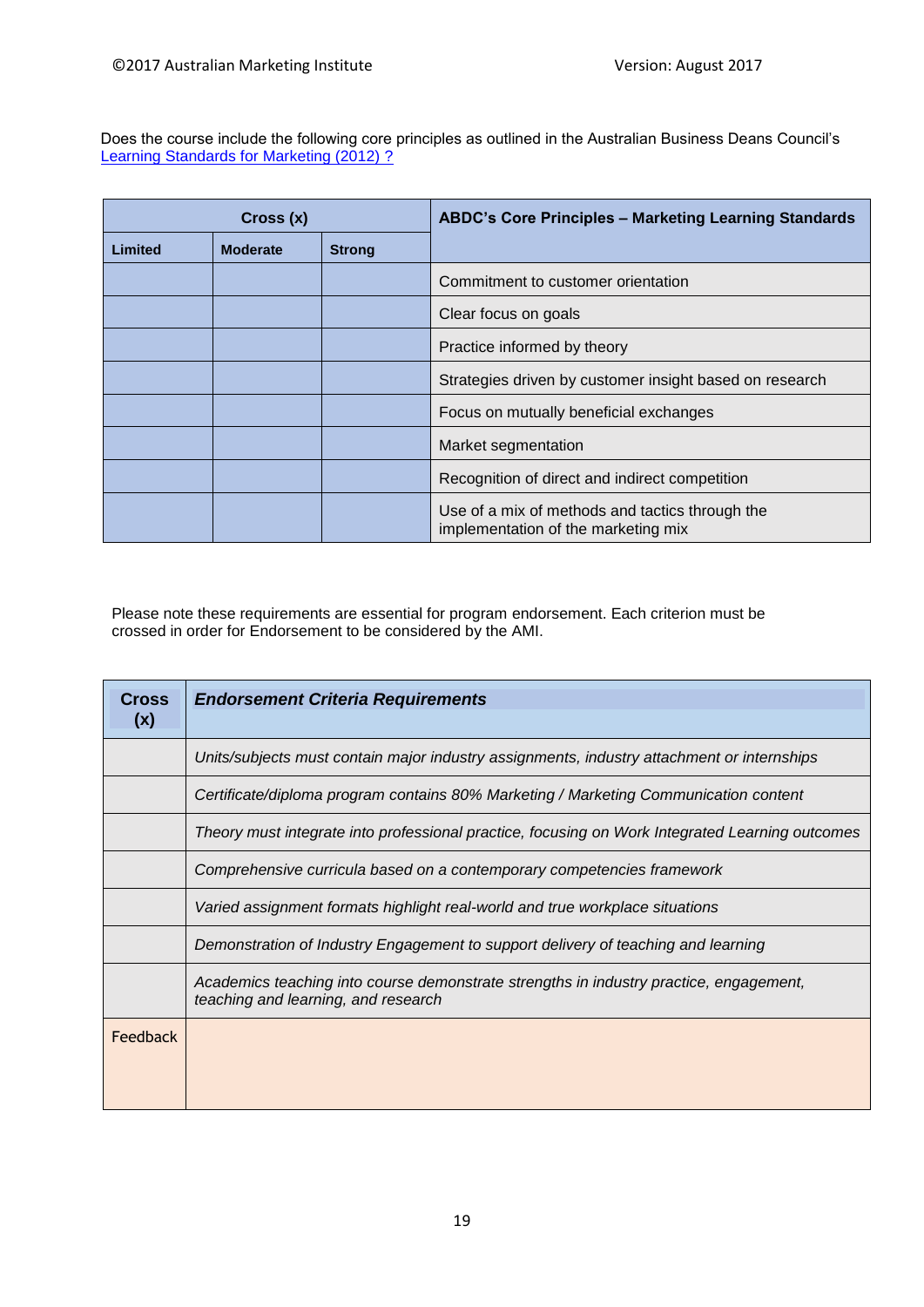Does the course include the following core principles as outlined in the Australian Business Deans Council's [Learning Standards for Marketing (2012) ?](#)

| Cross (x) | | | ABDC's Core Principles – Marketing Learning Standards |
|---|---|---|---|
| Limited | Moderate | Strong | |
| | | | Commitment to customer orientation |
| | | | Clear focus on goals |
| | | | Practice informed by theory |
| | | | Strategies driven by customer insight based on research |
| | | | Focus on mutually beneficial exchanges |
| | | | Market segmentation |
| | | | Recognition of direct and indirect competition |
| | | | Use of a mix of methods and tactics through the implementation of the marketing mix |

Please note these requirements are essential for program endorsement. Each criterion must be crossed in order for Endorsement to be considered by the AMI.

| Cross (x) | *Endorsement Criteria Requirements* |
|---|---|
| | *Units/subjects must contain major industry assignments, industry attachment or internships* |
| | *Certificate/diploma program contains 80% Marketing / Marketing Communication content* |
| | *Theory must integrate into professional practice, focusing on Work Integrated Learning outcomes* |
| | *Comprehensive curricula based on a contemporary competencies framework* |
| | *Varied assignment formats highlight real-world and true workplace situations* |
| | *Demonstration of Industry Engagement to support delivery of teaching and learning* |
| | *Academics teaching into course demonstrate strengths in industry practice, engagement, teaching and learning, and research* |
| Feedback | |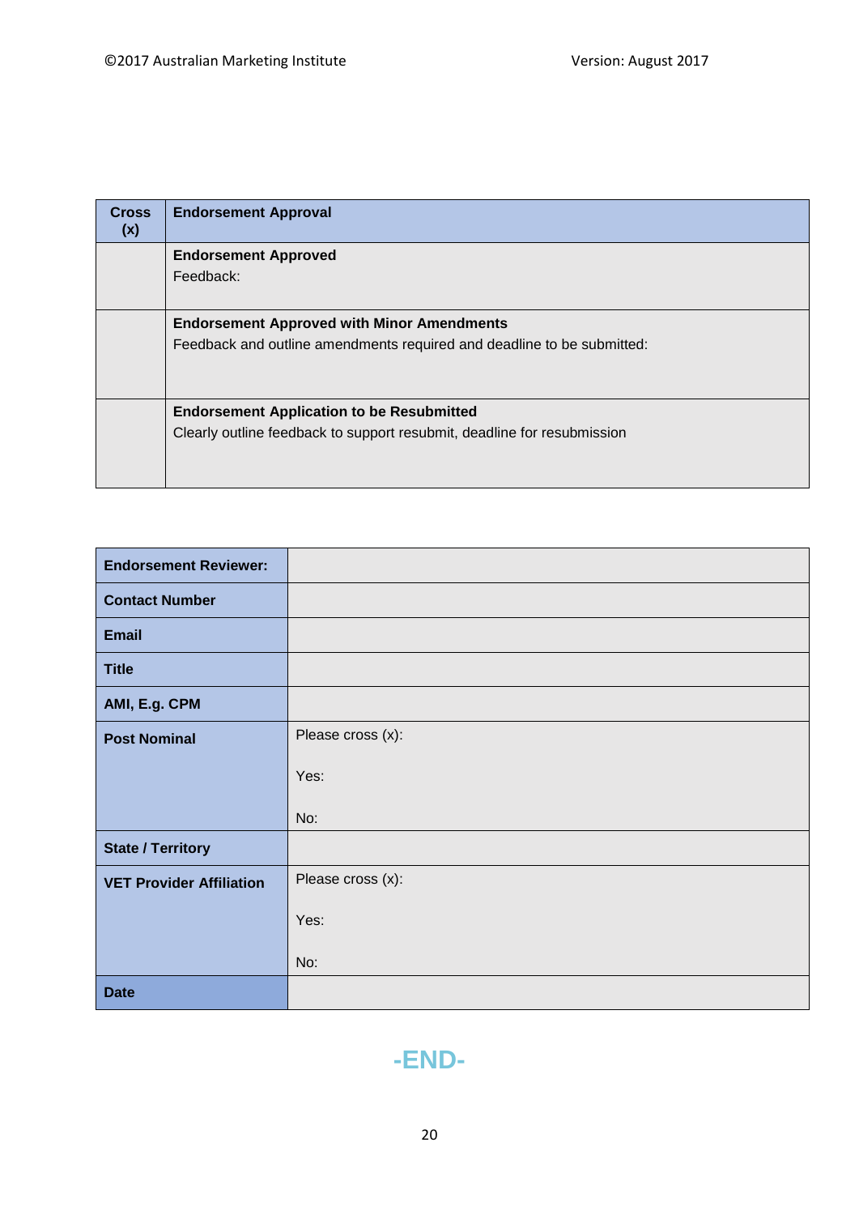| Cross (x) | Endorsement Approval |
|---|---|
| | **Endorsement Approved**<br>Feedback: |
| | **Endorsement Approved with Minor Amendments**<br>Feedback and outline amendments required and deadline to be submitted: |
| | **Endorsement Application to be Resubmitted**<br>Clearly outline feedback to support resubmit, deadline for resubmission |

| | |
|---|---|
| **Endorsement Reviewer:** | |
| **Contact Number** | |
| **Email** | |
| **Title** | |
| **AMI, E.g. CPM** | |
| **Post Nominal** | Please cross (x):<br>Yes:<br>No: |
| **State / Territory** | |
| **VET Provider Affiliation** | Please cross (x):<br>Yes:<br>No: |
| **Date** | |

**-END-**